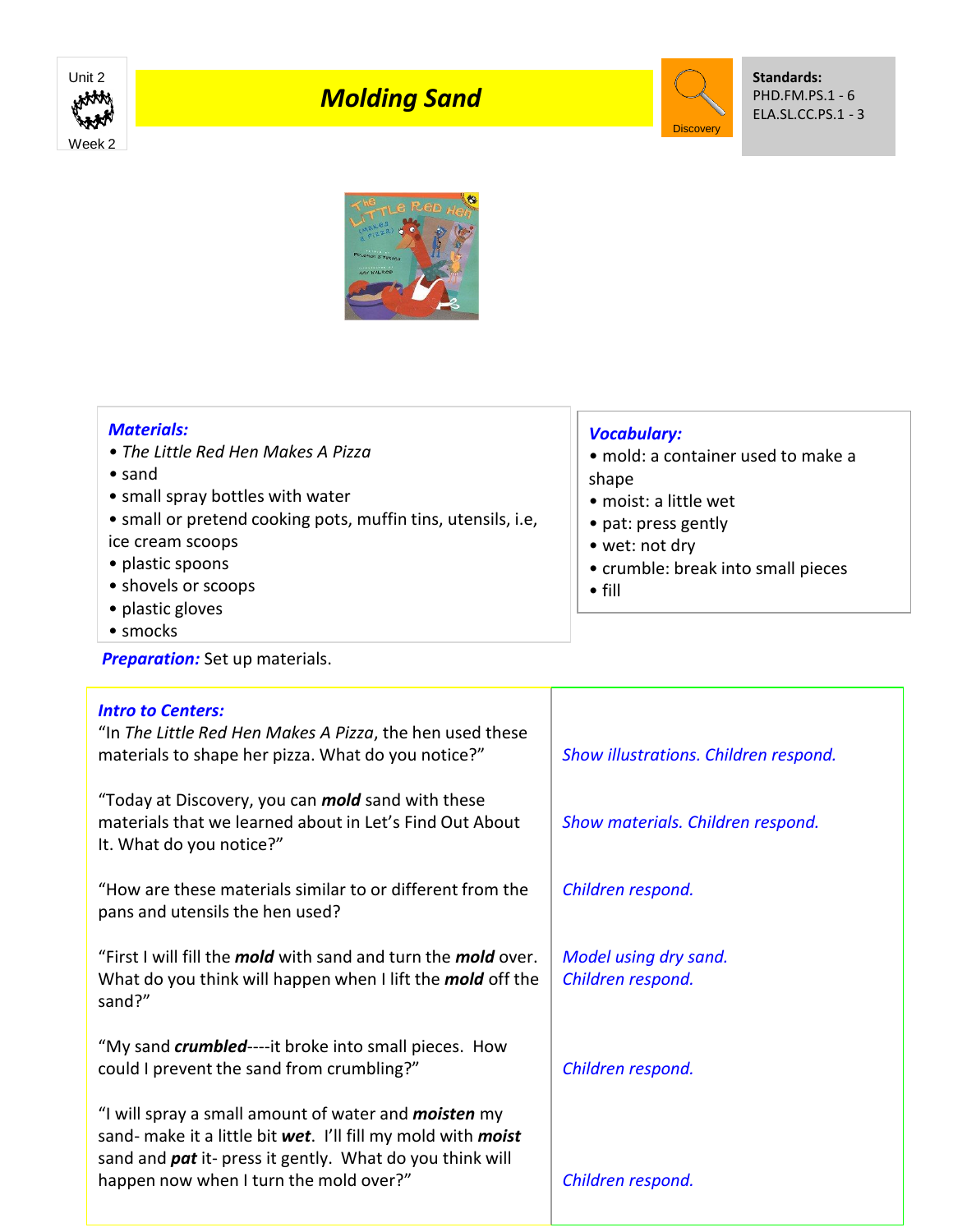Unit 2

Week 2

# Molding Sand

Discovery

**Standards:**
PHD.FM.PS.1 - 6
ELA.SL.CC.PS.1 - 3

***Materials:***

- *The Little Red Hen Makes A Pizza*
- sand
- small spray bottles with water
- small or pretend cooking pots, muffin tins, utensils, i.e, ice cream scoops
- plastic spoons
- shovels or scoops
- plastic gloves
- smocks

***Vocabulary:***

- mold: a container used to make a shape
- moist: a little wet
- pat: press gently
- wet: not dry
- crumble: break into small pieces
- fill

***Preparation:*** Set up materials.

***Intro to Centers:***

| | |
|---|---|
| "In *The Little Red Hen Makes A Pizza*, the hen used these materials to shape her pizza. What do you notice?" | *Show illustrations. Children respond.* |
| "Today at Discovery, you can ***mold*** sand with these materials that we learned about in Let's Find Out About It. What do you notice?" | *Show materials. Children respond.* |
| "How are these materials similar to or different from the pans and utensils the hen used? | *Children respond.* |
| "First I will fill the ***mold*** with sand and turn the ***mold*** over. What do you think will happen when I lift the ***mold*** off the sand?" | *Model using dry sand.* *Children respond.* |
| "My sand ***crumbled***----it broke into small pieces. How could I prevent the sand from crumbling?" | *Children respond.* |
| "I will spray a small amount of water and ***moisten*** my sand- make it a little bit ***wet***. I'll fill my mold with ***moist*** sand and ***pat*** it- press it gently. What do you think will happen now when I turn the mold over?" | *Children respond.* |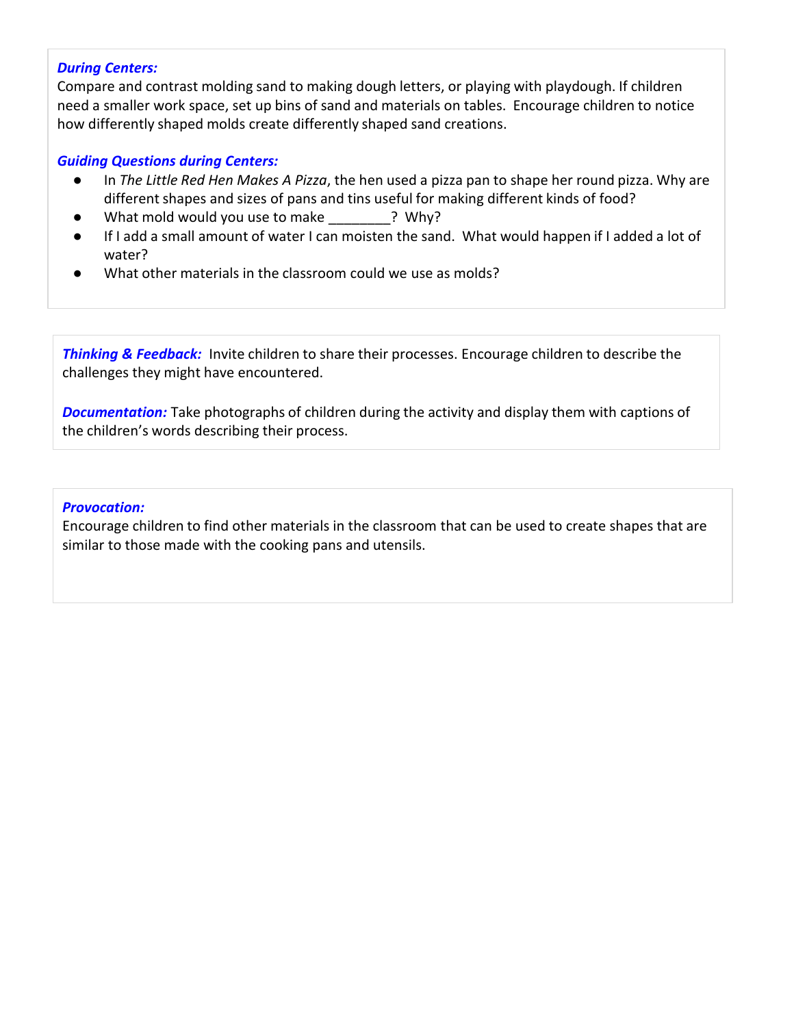***During Centers:***
Compare and contrast molding sand to making dough letters, or playing with playdough. If children need a smaller work space, set up bins of sand and materials on tables. Encourage children to notice how differently shaped molds create differently shaped sand creations.

***Guiding Questions during Centers:***

- In *The Little Red Hen Makes A Pizza*, the hen used a pizza pan to shape her round pizza. Why are different shapes and sizes of pans and tins useful for making different kinds of food?
- What mold would you use to make ________? Why?
- If I add a small amount of water I can moisten the sand. What would happen if I added a lot of water?
- What other materials in the classroom could we use as molds?

***Thinking & Feedback:*** Invite children to share their processes. Encourage children to describe the challenges they might have encountered.

***Documentation:*** Take photographs of children during the activity and display them with captions of the children's words describing their process.

***Provocation:***
Encourage children to find other materials in the classroom that can be used to create shapes that are similar to those made with the cooking pans and utensils.